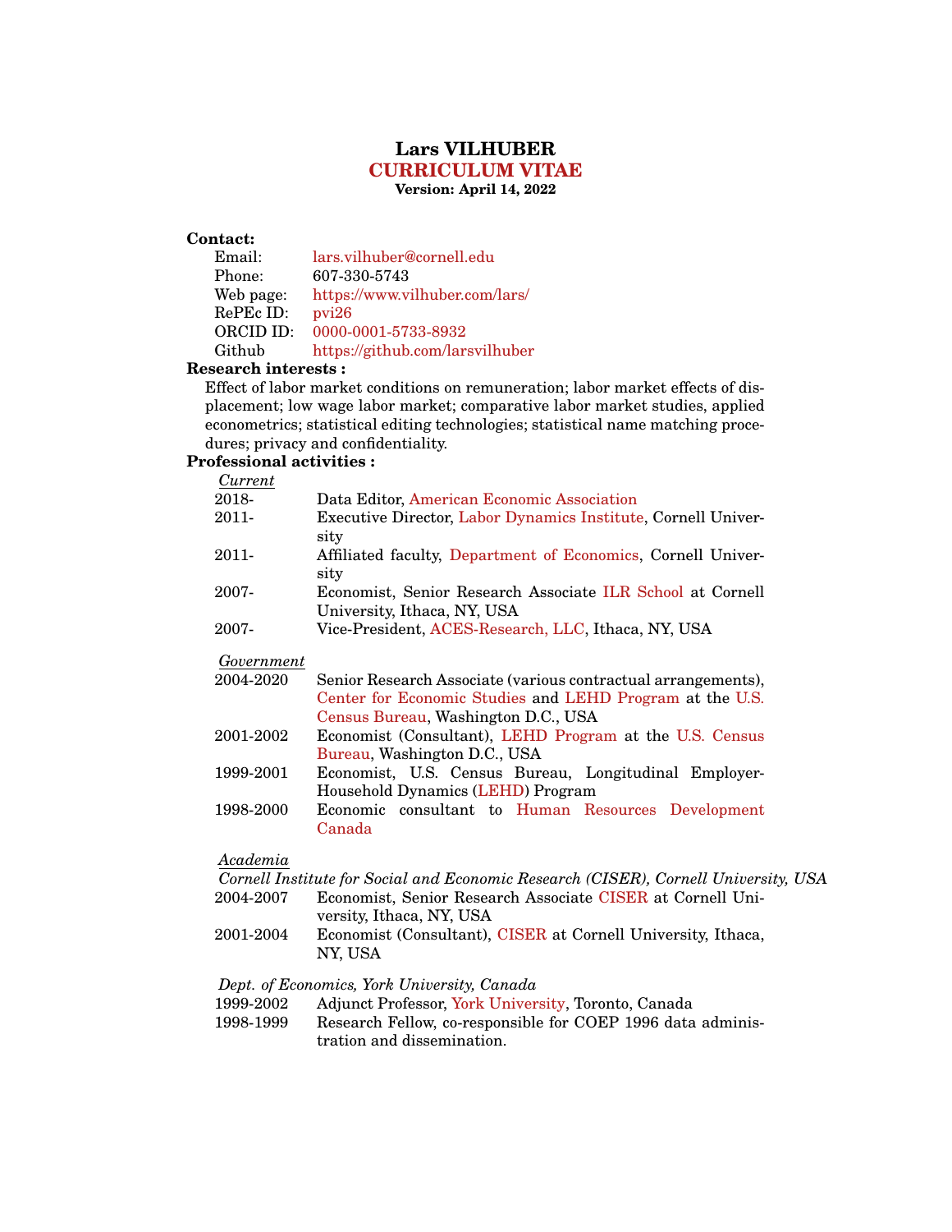# Lars VILHUBER

## CURRICULUM VITAE

**Version: April 14, 2022**

**Contact:**

| | |
|---|---|
| Email: | lars.vilhuber@cornell.edu |
| Phone: | 607-330-5743 |
| Web page: | https://www.vilhuber.com/lars/ |
| RePEc ID: | pvi26 |
| ORCID ID: | 0000-0001-5733-8932 |
| Github | https://github.com/larsvilhuber |

**Research interests :**

Effect of labor market conditions on remuneration; labor market effects of displacement; low wage labor market; comparative labor market studies, applied econometrics; statistical editing technologies; statistical name matching procedures; privacy and confidentiality.

**Professional activities :**

*Current*

| | |
|---|---|
| 2018- | Data Editor, American Economic Association |
| 2011- | Executive Director, Labor Dynamics Institute, Cornell University |
| 2011- | Affiliated faculty, Department of Economics, Cornell University |
| 2007- | Economist, Senior Research Associate ILR School at Cornell University, Ithaca, NY, USA |
| 2007- | Vice-President, ACES-Research, LLC, Ithaca, NY, USA |

*Government*

| | |
|---|---|
| 2004-2020 | Senior Research Associate (various contractual arrangements), Center for Economic Studies and LEHD Program at the U.S. Census Bureau, Washington D.C., USA |
| 2001-2002 | Economist (Consultant), LEHD Program at the U.S. Census Bureau, Washington D.C., USA |
| 1999-2001 | Economist, U.S. Census Bureau, Longitudinal Employer-Household Dynamics (LEHD) Program |
| 1998-2000 | Economic consultant to Human Resources Development Canada |

*Academia*

*Cornell Institute for Social and Economic Research (CISER), Cornell University, USA*

| | |
|---|---|
| 2004-2007 | Economist, Senior Research Associate CISER at Cornell University, Ithaca, NY, USA |
| 2001-2004 | Economist (Consultant), CISER at Cornell University, Ithaca, NY, USA |

*Dept. of Economics, York University, Canada*

| | |
|---|---|
| 1999-2002 | Adjunct Professor, York University, Toronto, Canada |
| 1998-1999 | Research Fellow, co-responsible for COEP 1996 data administration and dissemination. |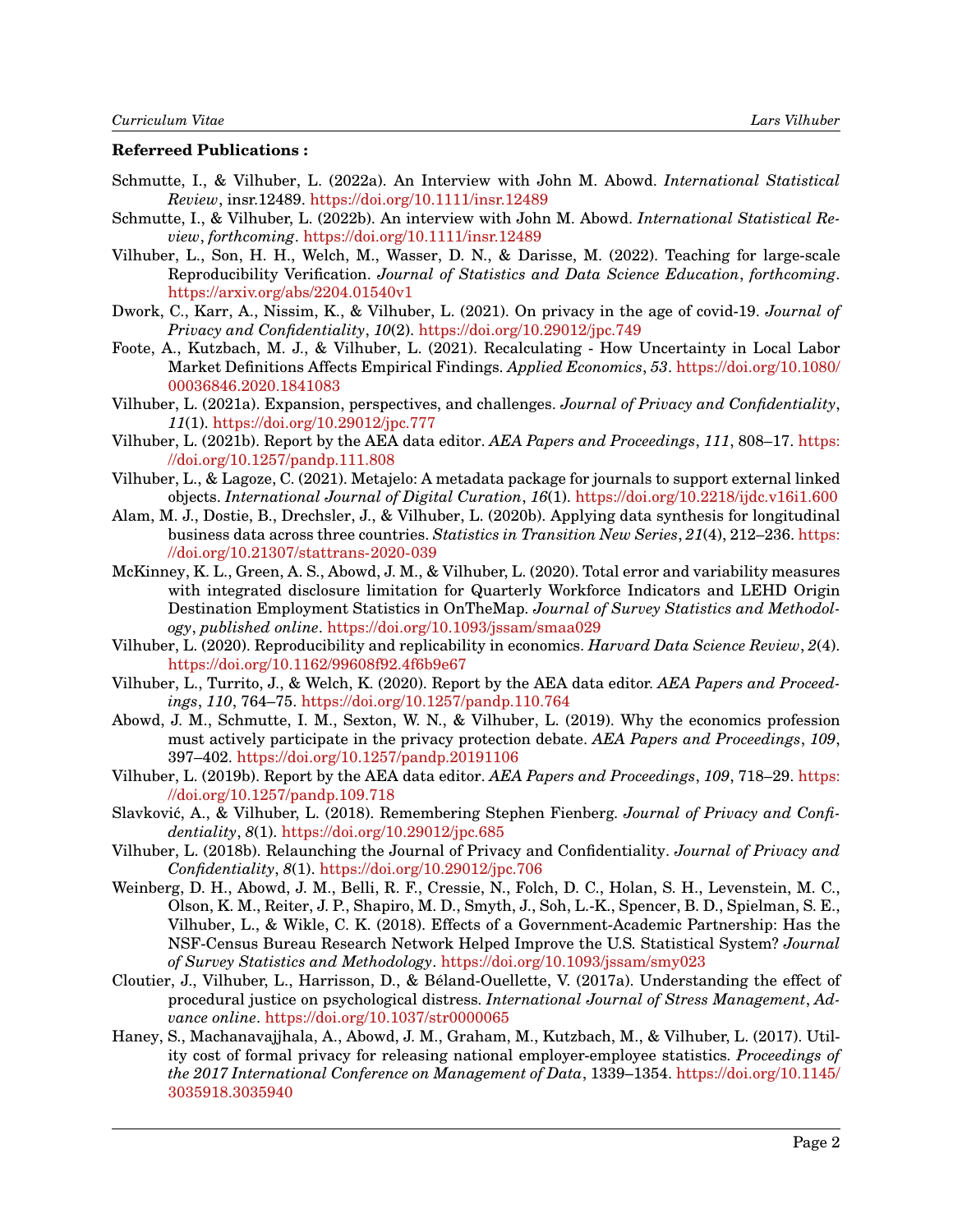**Referreed Publications :**

Schmutte, I., & Vilhuber, L. (2022a). An Interview with John M. Abowd. *International Statistical Review*, insr.12489. https://doi.org/10.1111/insr.12489

Schmutte, I., & Vilhuber, L. (2022b). An interview with John M. Abowd. *International Statistical Review*, *forthcoming*. https://doi.org/10.1111/insr.12489

Vilhuber, L., Son, H. H., Welch, M., Wasser, D. N., & Darisse, M. (2022). Teaching for large-scale Reproducibility Verification. *Journal of Statistics and Data Science Education*, *forthcoming*. https://arxiv.org/abs/2204.01540v1

Dwork, C., Karr, A., Nissim, K., & Vilhuber, L. (2021). On privacy in the age of covid-19. *Journal of Privacy and Confidentiality*, *10*(2). https://doi.org/10.29012/jpc.749

Foote, A., Kutzbach, M. J., & Vilhuber, L. (2021). Recalculating - How Uncertainty in Local Labor Market Definitions Affects Empirical Findings. *Applied Economics*, *53*. https://doi.org/10.1080/00036846.2020.1841083

Vilhuber, L. (2021a). Expansion, perspectives, and challenges. *Journal of Privacy and Confidentiality*, *11*(1). https://doi.org/10.29012/jpc.777

Vilhuber, L. (2021b). Report by the AEA data editor. *AEA Papers and Proceedings*, *111*, 808–17. https://doi.org/10.1257/pandp.111.808

Vilhuber, L., & Lagoze, C. (2021). Metajelo: A metadata package for journals to support external linked objects. *International Journal of Digital Curation*, *16*(1). https://doi.org/10.2218/ijdc.v16i1.600

Alam, M. J., Dostie, B., Drechsler, J., & Vilhuber, L. (2020b). Applying data synthesis for longitudinal business data across three countries. *Statistics in Transition New Series*, *21*(4), 212–236. https://doi.org/10.21307/stattrans-2020-039

McKinney, K. L., Green, A. S., Abowd, J. M., & Vilhuber, L. (2020). Total error and variability measures with integrated disclosure limitation for Quarterly Workforce Indicators and LEHD Origin Destination Employment Statistics in OnTheMap. *Journal of Survey Statistics and Methodology*, *published online*. https://doi.org/10.1093/jssam/smaa029

Vilhuber, L. (2020). Reproducibility and replicability in economics. *Harvard Data Science Review*, *2*(4). https://doi.org/10.1162/99608f92.4f6b9e67

Vilhuber, L., Turrito, J., & Welch, K. (2020). Report by the AEA data editor. *AEA Papers and Proceedings*, *110*, 764–75. https://doi.org/10.1257/pandp.110.764

Abowd, J. M., Schmutte, I. M., Sexton, W. N., & Vilhuber, L. (2019). Why the economics profession must actively participate in the privacy protection debate. *AEA Papers and Proceedings*, *109*, 397–402. https://doi.org/10.1257/pandp.20191106

Vilhuber, L. (2019b). Report by the AEA data editor. *AEA Papers and Proceedings*, *109*, 718–29. https://doi.org/10.1257/pandp.109.718

Slavković, A., & Vilhuber, L. (2018). Remembering Stephen Fienberg. *Journal of Privacy and Confidentiality*, *8*(1). https://doi.org/10.29012/jpc.685

Vilhuber, L. (2018b). Relaunching the Journal of Privacy and Confidentiality. *Journal of Privacy and Confidentiality*, *8*(1). https://doi.org/10.29012/jpc.706

Weinberg, D. H., Abowd, J. M., Belli, R. F., Cressie, N., Folch, D. C., Holan, S. H., Levenstein, M. C., Olson, K. M., Reiter, J. P., Shapiro, M. D., Smyth, J., Soh, L.-K., Spencer, B. D., Spielman, S. E., Vilhuber, L., & Wikle, C. K. (2018). Effects of a Government-Academic Partnership: Has the NSF-Census Bureau Research Network Helped Improve the U.S. Statistical System? *Journal of Survey Statistics and Methodology*. https://doi.org/10.1093/jssam/smy023

Cloutier, J., Vilhuber, L., Harrisson, D., & Béland-Ouellette, V. (2017a). Understanding the effect of procedural justice on psychological distress. *International Journal of Stress Management*, *Advance online*. https://doi.org/10.1037/str0000065

Haney, S., Machanavajjhala, A., Abowd, J. M., Graham, M., Kutzbach, M., & Vilhuber, L. (2017). Utility cost of formal privacy for releasing national employer-employee statistics. *Proceedings of the 2017 International Conference on Management of Data*, 1339–1354. https://doi.org/10.1145/3035918.3035940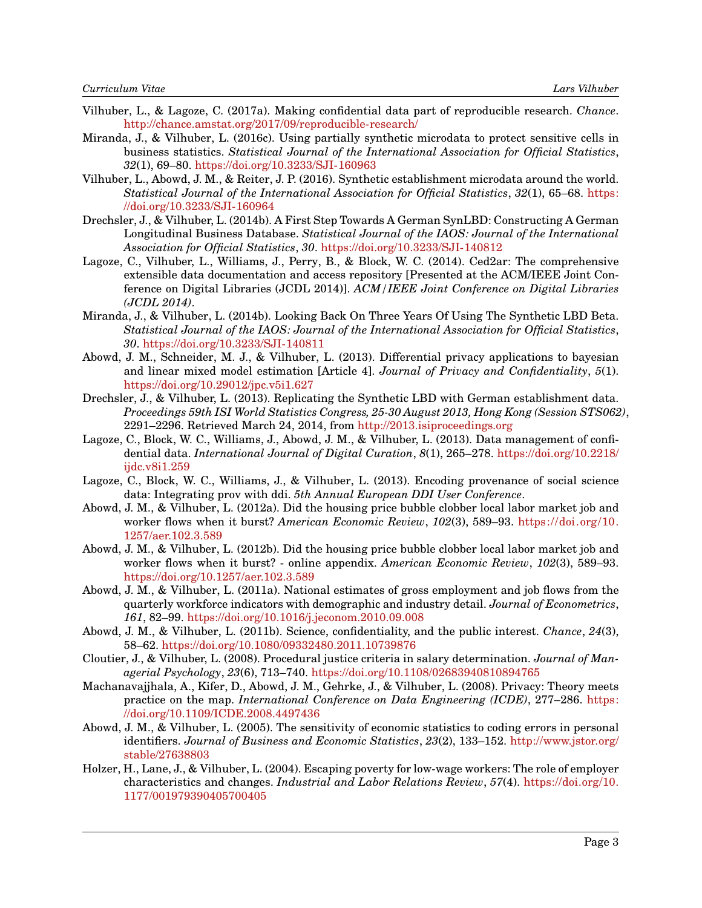Vilhuber, L., & Lagoze, C. (2017a). Making confidential data part of reproducible research. *Chance*. http://chance.amstat.org/2017/09/reproducible-research/

Miranda, J., & Vilhuber, L. (2016c). Using partially synthetic microdata to protect sensitive cells in business statistics. *Statistical Journal of the International Association for Official Statistics*, *32*(1), 69–80. https://doi.org/10.3233/SJI-160963

Vilhuber, L., Abowd, J. M., & Reiter, J. P. (2016). Synthetic establishment microdata around the world. *Statistical Journal of the International Association for Official Statistics*, *32*(1), 65–68. https://doi.org/10.3233/SJI-160964

Drechsler, J., & Vilhuber, L. (2014b). A First Step Towards A German SynLBD: Constructing A German Longitudinal Business Database. *Statistical Journal of the IAOS: Journal of the International Association for Official Statistics*, *30*. https://doi.org/10.3233/SJI-140812

Lagoze, C., Vilhuber, L., Williams, J., Perry, B., & Block, W. C. (2014). Ced2ar: The comprehensive extensible data documentation and access repository [Presented at the ACM/IEEE Joint Conference on Digital Libraries (JCDL 2014)]. *ACM/IEEE Joint Conference on Digital Libraries (JCDL 2014)*.

Miranda, J., & Vilhuber, L. (2014b). Looking Back On Three Years Of Using The Synthetic LBD Beta. *Statistical Journal of the IAOS: Journal of the International Association for Official Statistics*, *30*. https://doi.org/10.3233/SJI-140811

Abowd, J. M., Schneider, M. J., & Vilhuber, L. (2013). Differential privacy applications to bayesian and linear mixed model estimation [Article 4]. *Journal of Privacy and Confidentiality*, *5*(1). https://doi.org/10.29012/jpc.v5i1.627

Drechsler, J., & Vilhuber, L. (2013). Replicating the Synthetic LBD with German establishment data. *Proceedings 59th ISI World Statistics Congress, 25-30 August 2013, Hong Kong (Session STS062)*, 2291–2296. Retrieved March 24, 2014, from http://2013.isiproceedings.org

Lagoze, C., Block, W. C., Williams, J., Abowd, J. M., & Vilhuber, L. (2013). Data management of confidential data. *International Journal of Digital Curation*, *8*(1), 265–278. https://doi.org/10.2218/ijdc.v8i1.259

Lagoze, C., Block, W. C., Williams, J., & Vilhuber, L. (2013). Encoding provenance of social science data: Integrating prov with ddi. *5th Annual European DDI User Conference*.

Abowd, J. M., & Vilhuber, L. (2012a). Did the housing price bubble clobber local labor market job and worker flows when it burst? *American Economic Review*, *102*(3), 589–93. https://doi.org/10.1257/aer.102.3.589

Abowd, J. M., & Vilhuber, L. (2012b). Did the housing price bubble clobber local labor market job and worker flows when it burst? - online appendix. *American Economic Review*, *102*(3), 589–93. https://doi.org/10.1257/aer.102.3.589

Abowd, J. M., & Vilhuber, L. (2011a). National estimates of gross employment and job flows from the quarterly workforce indicators with demographic and industry detail. *Journal of Econometrics*, *161*, 82–99. https://doi.org/10.1016/j.jeconom.2010.09.008

Abowd, J. M., & Vilhuber, L. (2011b). Science, confidentiality, and the public interest. *Chance*, *24*(3), 58–62. https://doi.org/10.1080/09332480.2011.10739876

Cloutier, J., & Vilhuber, L. (2008). Procedural justice criteria in salary determination. *Journal of Managerial Psychology*, *23*(6), 713–740. https://doi.org/10.1108/02683940810894765

Machanavajjhala, A., Kifer, D., Abowd, J. M., Gehrke, J., & Vilhuber, L. (2008). Privacy: Theory meets practice on the map. *International Conference on Data Engineering (ICDE)*, 277–286. https://doi.org/10.1109/ICDE.2008.4497436

Abowd, J. M., & Vilhuber, L. (2005). The sensitivity of economic statistics to coding errors in personal identifiers. *Journal of Business and Economic Statistics*, *23*(2), 133–152. http://www.jstor.org/stable/27638803

Holzer, H., Lane, J., & Vilhuber, L. (2004). Escaping poverty for low-wage workers: The role of employer characteristics and changes. *Industrial and Labor Relations Review*, *57*(4). https://doi.org/10.1177/001979390405700405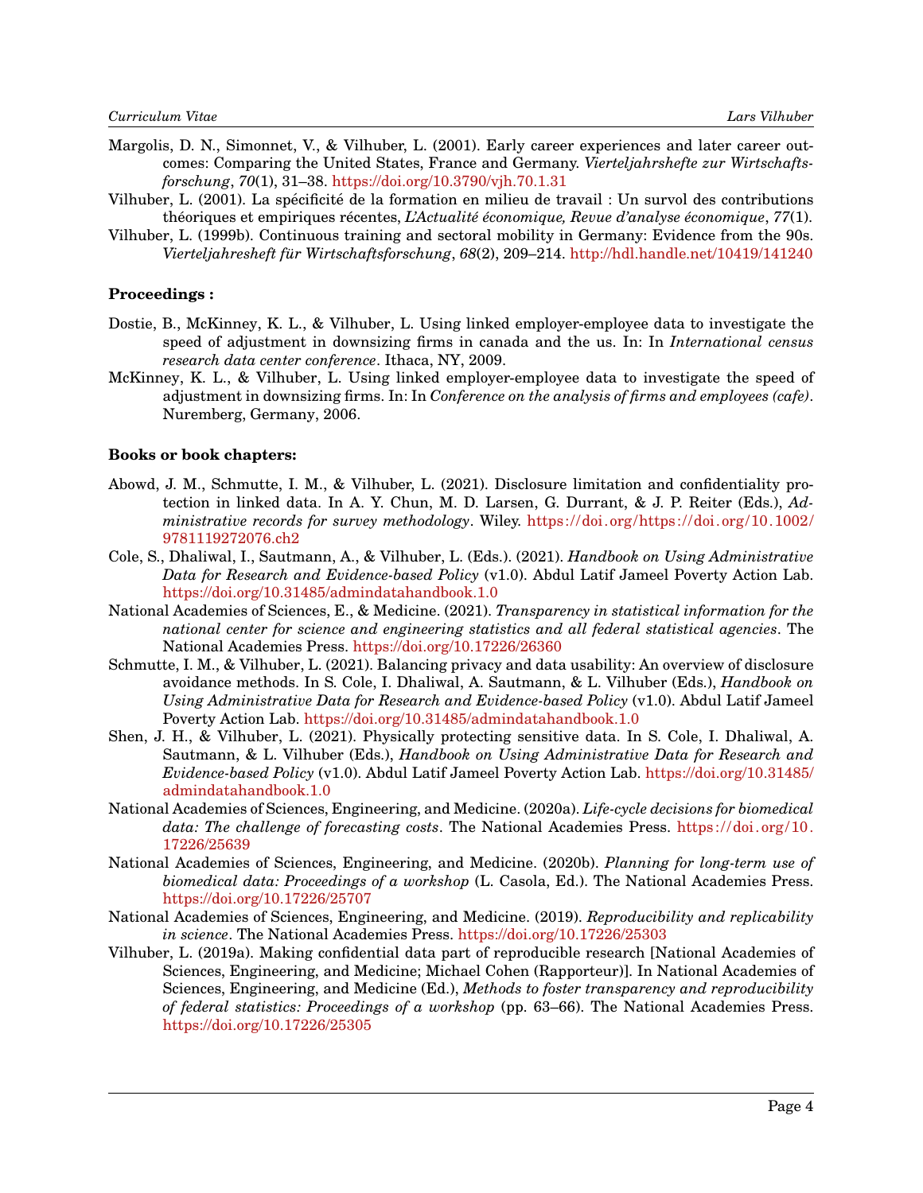Margolis, D. N., Simonnet, V., & Vilhuber, L. (2001). Early career experiences and later career outcomes: Comparing the United States, France and Germany. *Vierteljahrshefte zur Wirtschaftsforschung*, *70*(1), 31–38. https://doi.org/10.3790/vjh.70.1.31

Vilhuber, L. (2001). La spécificité de la formation en milieu de travail : Un survol des contributions théoriques et empiriques récentes, *L'Actualité économique, Revue d'analyse économique*, *77*(1).

Vilhuber, L. (1999b). Continuous training and sectoral mobility in Germany: Evidence from the 90s. *Vierteljahresheft für Wirtschaftsforschung*, *68*(2), 209–214. http://hdl.handle.net/10419/141240

**Proceedings :**

Dostie, B., McKinney, K. L., & Vilhuber, L. Using linked employer-employee data to investigate the speed of adjustment in downsizing firms in canada and the us. In: In *International census research data center conference*. Ithaca, NY, 2009.

McKinney, K. L., & Vilhuber, L. Using linked employer-employee data to investigate the speed of adjustment in downsizing firms. In: In *Conference on the analysis of firms and employees (cafe)*. Nuremberg, Germany, 2006.

**Books or book chapters:**

Abowd, J. M., Schmutte, I. M., & Vilhuber, L. (2021). Disclosure limitation and confidentiality protection in linked data. In A. Y. Chun, M. D. Larsen, G. Durrant, & J. P. Reiter (Eds.), *Administrative records for survey methodology*. Wiley. https://doi.org/https://doi.org/10.1002/9781119272076.ch2

Cole, S., Dhaliwal, I., Sautmann, A., & Vilhuber, L. (Eds.). (2021). *Handbook on Using Administrative Data for Research and Evidence-based Policy* (v1.0). Abdul Latif Jameel Poverty Action Lab. https://doi.org/10.31485/admindatahandbook.1.0

National Academies of Sciences, E., & Medicine. (2021). *Transparency in statistical information for the national center for science and engineering statistics and all federal statistical agencies*. The National Academies Press. https://doi.org/10.17226/26360

Schmutte, I. M., & Vilhuber, L. (2021). Balancing privacy and data usability: An overview of disclosure avoidance methods. In S. Cole, I. Dhaliwal, A. Sautmann, & L. Vilhuber (Eds.), *Handbook on Using Administrative Data for Research and Evidence-based Policy* (v1.0). Abdul Latif Jameel Poverty Action Lab. https://doi.org/10.31485/admindatahandbook.1.0

Shen, J. H., & Vilhuber, L. (2021). Physically protecting sensitive data. In S. Cole, I. Dhaliwal, A. Sautmann, & L. Vilhuber (Eds.), *Handbook on Using Administrative Data for Research and Evidence-based Policy* (v1.0). Abdul Latif Jameel Poverty Action Lab. https://doi.org/10.31485/admindatahandbook.1.0

National Academies of Sciences, Engineering, and Medicine. (2020a). *Life-cycle decisions for biomedical data: The challenge of forecasting costs*. The National Academies Press. https://doi.org/10.17226/25639

National Academies of Sciences, Engineering, and Medicine. (2020b). *Planning for long-term use of biomedical data: Proceedings of a workshop* (L. Casola, Ed.). The National Academies Press. https://doi.org/10.17226/25707

National Academies of Sciences, Engineering, and Medicine. (2019). *Reproducibility and replicability in science*. The National Academies Press. https://doi.org/10.17226/25303

Vilhuber, L. (2019a). Making confidential data part of reproducible research [National Academies of Sciences, Engineering, and Medicine; Michael Cohen (Rapporteur)]. In National Academies of Sciences, Engineering, and Medicine (Ed.), *Methods to foster transparency and reproducibility of federal statistics: Proceedings of a workshop* (pp. 63–66). The National Academies Press. https://doi.org/10.17226/25305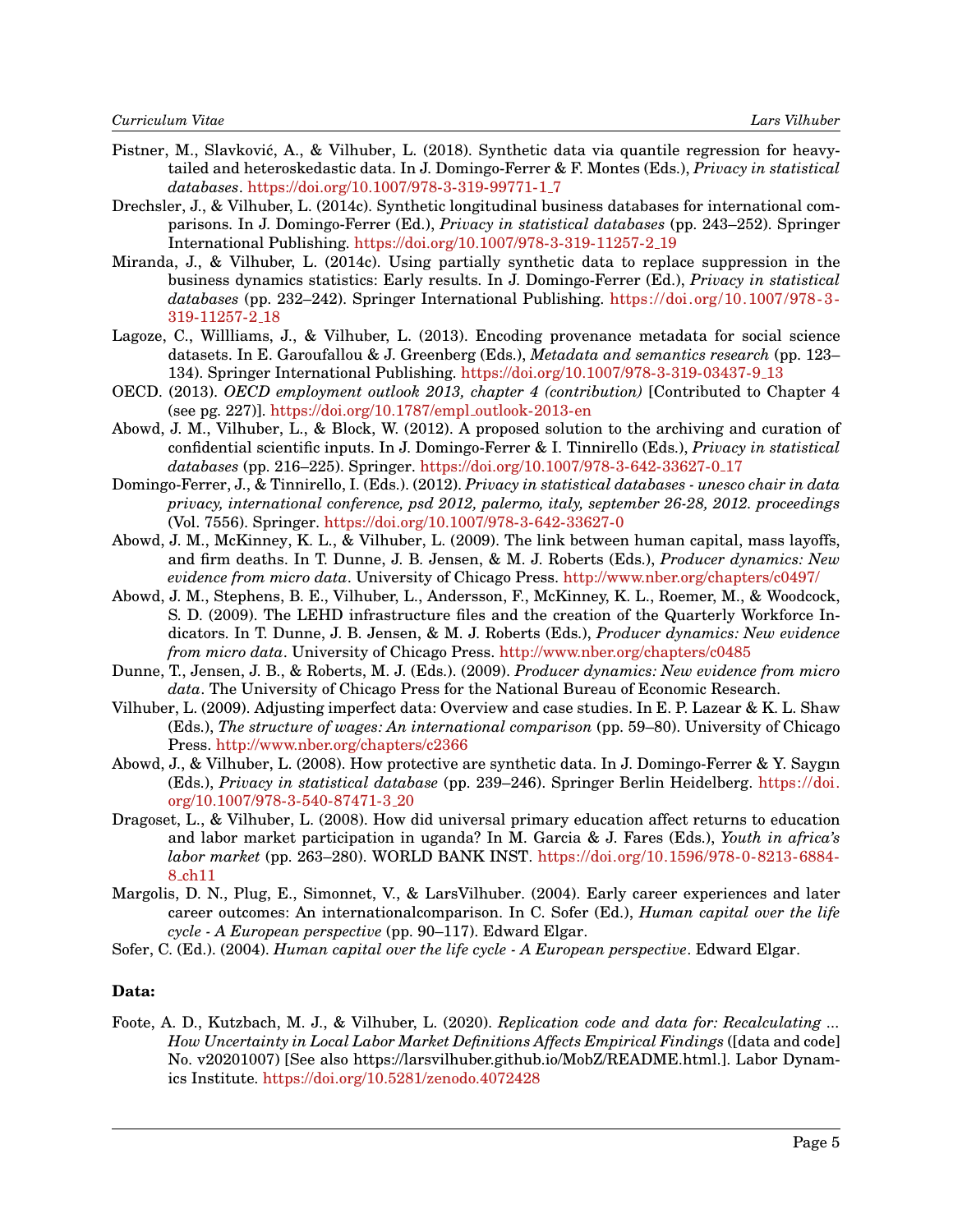Pistner, M., Slavković, A., & Vilhuber, L. (2018). Synthetic data via quantile regression for heavy-tailed and heteroskedastic data. In J. Domingo-Ferrer & F. Montes (Eds.), *Privacy in statistical databases*. https://doi.org/10.1007/978-3-319-99771-1_7

Drechsler, J., & Vilhuber, L. (2014c). Synthetic longitudinal business databases for international comparisons. In J. Domingo-Ferrer (Ed.), *Privacy in statistical databases* (pp. 243–252). Springer International Publishing. https://doi.org/10.1007/978-3-319-11257-2_19

Miranda, J., & Vilhuber, L. (2014c). Using partially synthetic data to replace suppression in the business dynamics statistics: Early results. In J. Domingo-Ferrer (Ed.), *Privacy in statistical databases* (pp. 232–242). Springer International Publishing. https://doi.org/10.1007/978-3-319-11257-2_18

Lagoze, C., Willliams, J., & Vilhuber, L. (2013). Encoding provenance metadata for social science datasets. In E. Garoufallou & J. Greenberg (Eds.), *Metadata and semantics research* (pp. 123–134). Springer International Publishing. https://doi.org/10.1007/978-3-319-03437-9_13

OECD. (2013). *OECD employment outlook 2013, chapter 4 (contribution)* [Contributed to Chapter 4 (see pg. 227)]. https://doi.org/10.1787/empl_outlook-2013-en

Abowd, J. M., Vilhuber, L., & Block, W. (2012). A proposed solution to the archiving and curation of confidential scientific inputs. In J. Domingo-Ferrer & I. Tinnirello (Eds.), *Privacy in statistical databases* (pp. 216–225). Springer. https://doi.org/10.1007/978-3-642-33627-0_17

Domingo-Ferrer, J., & Tinnirello, I. (Eds.). (2012). *Privacy in statistical databases - unesco chair in data privacy, international conference, psd 2012, palermo, italy, september 26-28, 2012. proceedings* (Vol. 7556). Springer. https://doi.org/10.1007/978-3-642-33627-0

Abowd, J. M., McKinney, K. L., & Vilhuber, L. (2009). The link between human capital, mass layoffs, and firm deaths. In T. Dunne, J. B. Jensen, & M. J. Roberts (Eds.), *Producer dynamics: New evidence from micro data*. University of Chicago Press. http://www.nber.org/chapters/c0497/

Abowd, J. M., Stephens, B. E., Vilhuber, L., Andersson, F., McKinney, K. L., Roemer, M., & Woodcock, S. D. (2009). The LEHD infrastructure files and the creation of the Quarterly Workforce Indicators. In T. Dunne, J. B. Jensen, & M. J. Roberts (Eds.), *Producer dynamics: New evidence from micro data*. University of Chicago Press. http://www.nber.org/chapters/c0485

Dunne, T., Jensen, J. B., & Roberts, M. J. (Eds.). (2009). *Producer dynamics: New evidence from micro data*. The University of Chicago Press for the National Bureau of Economic Research.

Vilhuber, L. (2009). Adjusting imperfect data: Overview and case studies. In E. P. Lazear & K. L. Shaw (Eds.), *The structure of wages: An international comparison* (pp. 59–80). University of Chicago Press. http://www.nber.org/chapters/c2366

Abowd, J., & Vilhuber, L. (2008). How protective are synthetic data. In J. Domingo-Ferrer & Y. Saygın (Eds.), *Privacy in statistical database* (pp. 239–246). Springer Berlin Heidelberg. https://doi.org/10.1007/978-3-540-87471-3_20

Dragoset, L., & Vilhuber, L. (2008). How did universal primary education affect returns to education and labor market participation in uganda? In M. Garcia & J. Fares (Eds.), *Youth in africa's labor market* (pp. 263–280). WORLD BANK INST. https://doi.org/10.1596/978-0-8213-6884-8_ch11

Margolis, D. N., Plug, E., Simonnet, V., & LarsVilhuber. (2004). Early career experiences and later career outcomes: An internationalcomparison. In C. Sofer (Ed.), *Human capital over the life cycle - A European perspective* (pp. 90–117). Edward Elgar.

Sofer, C. (Ed.). (2004). *Human capital over the life cycle - A European perspective*. Edward Elgar.

**Data:**

Foote, A. D., Kutzbach, M. J., & Vilhuber, L. (2020). *Replication code and data for: Recalculating ... How Uncertainty in Local Labor Market Definitions Affects Empirical Findings* ([data and code] No. v20201007) [See also https://larsvilhuber.github.io/MobZ/README.html.]. Labor Dynamics Institute. https://doi.org/10.5281/zenodo.4072428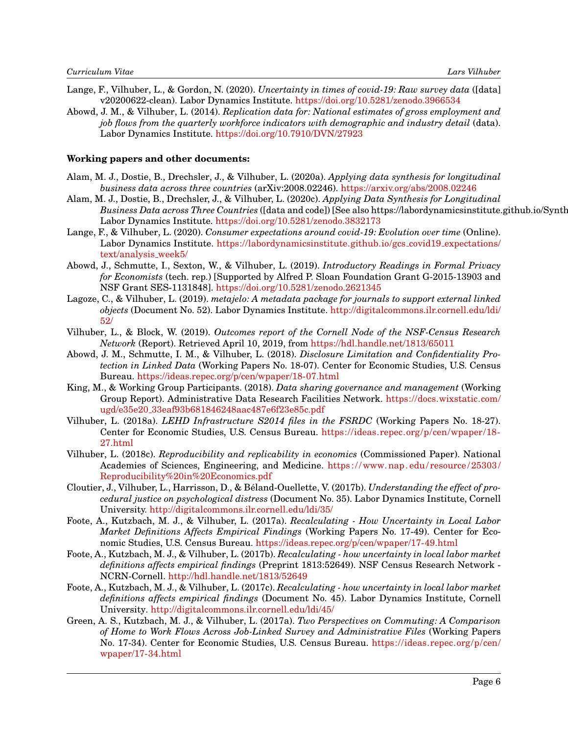Lange, F., Vilhuber, L., & Gordon, N. (2020). *Uncertainty in times of covid-19: Raw survey data* ([data] v20200622-clean). Labor Dynamics Institute. https://doi.org/10.5281/zenodo.3966534

Abowd, J. M., & Vilhuber, L. (2014). *Replication data for: National estimates of gross employment and job flows from the quarterly workforce indicators with demographic and industry detail* (data). Labor Dynamics Institute. https://doi.org/10.7910/DVN/27923

**Working papers and other documents:**

Alam, M. J., Dostie, B., Drechsler, J., & Vilhuber, L. (2020a). *Applying data synthesis for longitudinal business data across three countries* (arXiv:2008.02246). https://arxiv.org/abs/2008.02246

Alam, M. J., Dostie, B., Drechsler, J., & Vilhuber, L. (2020c). *Applying Data Synthesis for Longitudinal Business Data across Three Countries* ([data and code]) [See also https://labordynamicsinstitute.github.io/Synth Labor Dynamics Institute. https://doi.org/10.5281/zenodo.3832173

Lange, F., & Vilhuber, L. (2020). *Consumer expectations around covid-19: Evolution over time* (Online). Labor Dynamics Institute. https://labordynamicsinstitute.github.io/gcs_covid19_expectations/text/analysis_week5/

Abowd, J., Schmutte, I., Sexton, W., & Vilhuber, L. (2019). *Introductory Readings in Formal Privacy for Economists* (tech. rep.) [Supported by Alfred P. Sloan Foundation Grant G-2015-13903 and NSF Grant SES-1131848]. https://doi.org/10.5281/zenodo.2621345

Lagoze, C., & Vilhuber, L. (2019). *metajelo: A metadata package for journals to support external linked objects* (Document No. 52). Labor Dynamics Institute. http://digitalcommons.ilr.cornell.edu/ldi/52/

Vilhuber, L., & Block, W. (2019). *Outcomes report of the Cornell Node of the NSF-Census Research Network* (Report). Retrieved April 10, 2019, from https://hdl.handle.net/1813/65011

Abowd, J. M., Schmutte, I. M., & Vilhuber, L. (2018). *Disclosure Limitation and Confidentiality Protection in Linked Data* (Working Papers No. 18-07). Center for Economic Studies, U.S. Census Bureau. https://ideas.repec.org/p/cen/wpaper/18-07.html

King, M., & Working Group Participants. (2018). *Data sharing governance and management* (Working Group Report). Administrative Data Research Facilities Network. https://docs.wixstatic.com/ugd/e35e20_33eaf93b681846248aac487e6f23e85c.pdf

Vilhuber, L. (2018a). *LEHD Infrastructure S2014 files in the FSRDC* (Working Papers No. 18-27). Center for Economic Studies, U.S. Census Bureau. https://ideas.repec.org/p/cen/wpaper/18-27.html

Vilhuber, L. (2018c). *Reproducibility and replicability in economics* (Commissioned Paper). National Academies of Sciences, Engineering, and Medicine. https://www.nap.edu/resource/25303/Reproducibility%20in%20Economics.pdf

Cloutier, J., Vilhuber, L., Harrisson, D., & Béland-Ouellette, V. (2017b). *Understanding the effect of procedural justice on psychological distress* (Document No. 35). Labor Dynamics Institute, Cornell University. http://digitalcommons.ilr.cornell.edu/ldi/35/

Foote, A., Kutzbach, M. J., & Vilhuber, L. (2017a). *Recalculating - How Uncertainty in Local Labor Market Definitions Affects Empirical Findings* (Working Papers No. 17-49). Center for Economic Studies, U.S. Census Bureau. https://ideas.repec.org/p/cen/wpaper/17-49.html

Foote, A., Kutzbach, M. J., & Vilhuber, L. (2017b). *Recalculating - how uncertainty in local labor market definitions affects empirical findings* (Preprint 1813:52649). NSF Census Research Network - NCRN-Cornell. http://hdl.handle.net/1813/52649

Foote, A., Kutzbach, M. J., & Vilhuber, L. (2017c). *Recalculating - how uncertainty in local labor market definitions affects empirical findings* (Document No. 45). Labor Dynamics Institute, Cornell University. http://digitalcommons.ilr.cornell.edu/ldi/45/

Green, A. S., Kutzbach, M. J., & Vilhuber, L. (2017a). *Two Perspectives on Commuting: A Comparison of Home to Work Flows Across Job-Linked Survey and Administrative Files* (Working Papers No. 17-34). Center for Economic Studies, U.S. Census Bureau. https://ideas.repec.org/p/cen/wpaper/17-34.html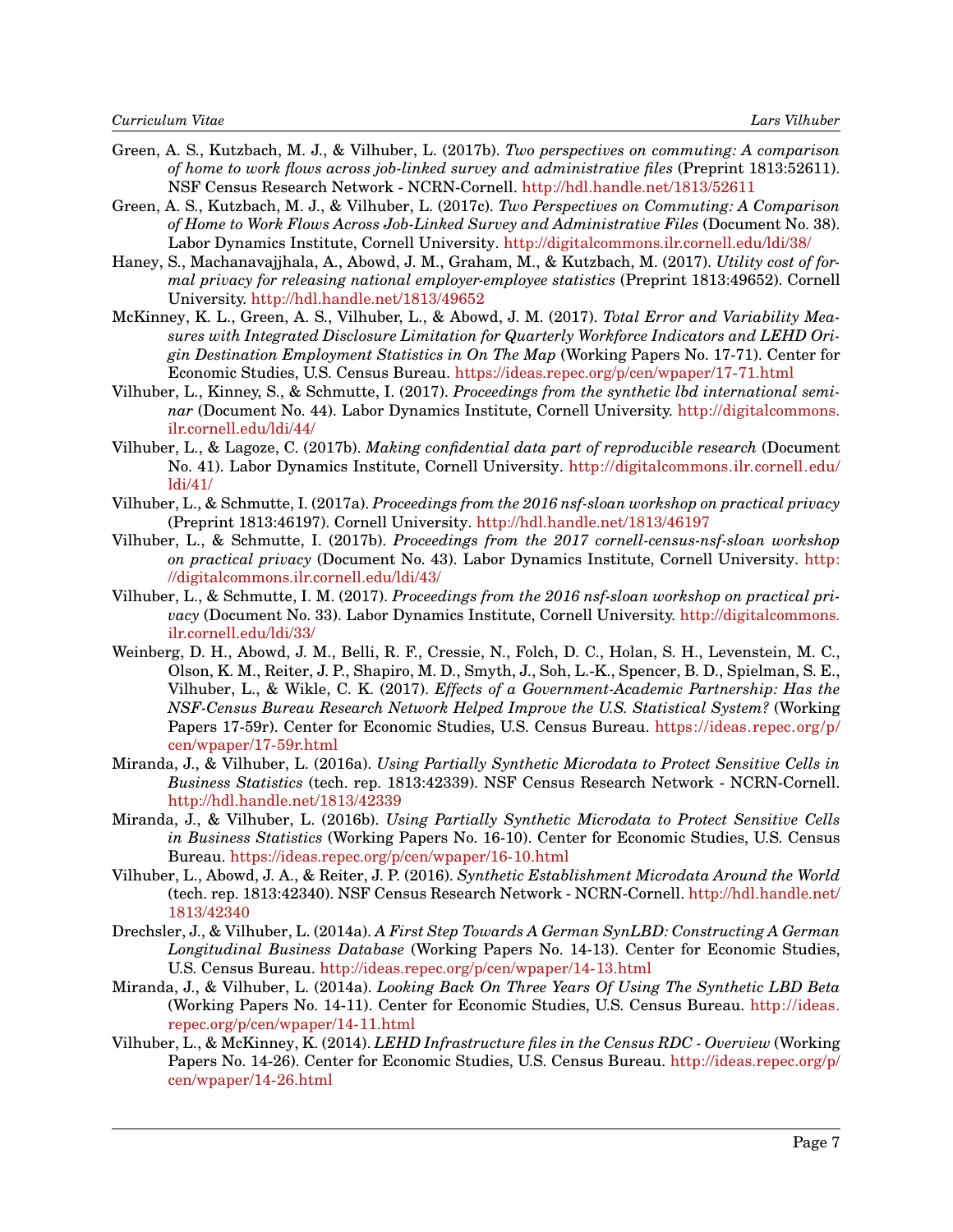Green, A. S., Kutzbach, M. J., & Vilhuber, L. (2017b). *Two perspectives on commuting: A comparison of home to work flows across job-linked survey and administrative files* (Preprint 1813:52611). NSF Census Research Network - NCRN-Cornell. http://hdl.handle.net/1813/52611

Green, A. S., Kutzbach, M. J., & Vilhuber, L. (2017c). *Two Perspectives on Commuting: A Comparison of Home to Work Flows Across Job-Linked Survey and Administrative Files* (Document No. 38). Labor Dynamics Institute, Cornell University. http://digitalcommons.ilr.cornell.edu/ldi/38/

Haney, S., Machanavajjhala, A., Abowd, J. M., Graham, M., & Kutzbach, M. (2017). *Utility cost of formal privacy for releasing national employer-employee statistics* (Preprint 1813:49652). Cornell University. http://hdl.handle.net/1813/49652

McKinney, K. L., Green, A. S., Vilhuber, L., & Abowd, J. M. (2017). *Total Error and Variability Measures with Integrated Disclosure Limitation for Quarterly Workforce Indicators and LEHD Origin Destination Employment Statistics in On The Map* (Working Papers No. 17-71). Center for Economic Studies, U.S. Census Bureau. https://ideas.repec.org/p/cen/wpaper/17-71.html

Vilhuber, L., Kinney, S., & Schmutte, I. (2017). *Proceedings from the synthetic lbd international seminar* (Document No. 44). Labor Dynamics Institute, Cornell University. http://digitalcommons.ilr.cornell.edu/ldi/44/

Vilhuber, L., & Lagoze, C. (2017b). *Making confidential data part of reproducible research* (Document No. 41). Labor Dynamics Institute, Cornell University. http://digitalcommons.ilr.cornell.edu/ldi/41/

Vilhuber, L., & Schmutte, I. (2017a). *Proceedings from the 2016 nsf-sloan workshop on practical privacy* (Preprint 1813:46197). Cornell University. http://hdl.handle.net/1813/46197

Vilhuber, L., & Schmutte, I. (2017b). *Proceedings from the 2017 cornell-census-nsf-sloan workshop on practical privacy* (Document No. 43). Labor Dynamics Institute, Cornell University. http://digitalcommons.ilr.cornell.edu/ldi/43/

Vilhuber, L., & Schmutte, I. M. (2017). *Proceedings from the 2016 nsf-sloan workshop on practical privacy* (Document No. 33). Labor Dynamics Institute, Cornell University. http://digitalcommons.ilr.cornell.edu/ldi/33/

Weinberg, D. H., Abowd, J. M., Belli, R. F., Cressie, N., Folch, D. C., Holan, S. H., Levenstein, M. C., Olson, K. M., Reiter, J. P., Shapiro, M. D., Smyth, J., Soh, L.-K., Spencer, B. D., Spielman, S. E., Vilhuber, L., & Wikle, C. K. (2017). *Effects of a Government-Academic Partnership: Has the NSF-Census Bureau Research Network Helped Improve the U.S. Statistical System?* (Working Papers 17-59r). Center for Economic Studies, U.S. Census Bureau. https://ideas.repec.org/p/cen/wpaper/17-59r.html

Miranda, J., & Vilhuber, L. (2016a). *Using Partially Synthetic Microdata to Protect Sensitive Cells in Business Statistics* (tech. rep. 1813:42339). NSF Census Research Network - NCRN-Cornell. http://hdl.handle.net/1813/42339

Miranda, J., & Vilhuber, L. (2016b). *Using Partially Synthetic Microdata to Protect Sensitive Cells in Business Statistics* (Working Papers No. 16-10). Center for Economic Studies, U.S. Census Bureau. https://ideas.repec.org/p/cen/wpaper/16-10.html

Vilhuber, L., Abowd, J. A., & Reiter, J. P. (2016). *Synthetic Establishment Microdata Around the World* (tech. rep. 1813:42340). NSF Census Research Network - NCRN-Cornell. http://hdl.handle.net/1813/42340

Drechsler, J., & Vilhuber, L. (2014a). *A First Step Towards A German SynLBD: Constructing A German Longitudinal Business Database* (Working Papers No. 14-13). Center for Economic Studies, U.S. Census Bureau. http://ideas.repec.org/p/cen/wpaper/14-13.html

Miranda, J., & Vilhuber, L. (2014a). *Looking Back On Three Years Of Using The Synthetic LBD Beta* (Working Papers No. 14-11). Center for Economic Studies, U.S. Census Bureau. http://ideas.repec.org/p/cen/wpaper/14-11.html

Vilhuber, L., & McKinney, K. (2014). *LEHD Infrastructure files in the Census RDC - Overview* (Working Papers No. 14-26). Center for Economic Studies, U.S. Census Bureau. http://ideas.repec.org/p/cen/wpaper/14-26.html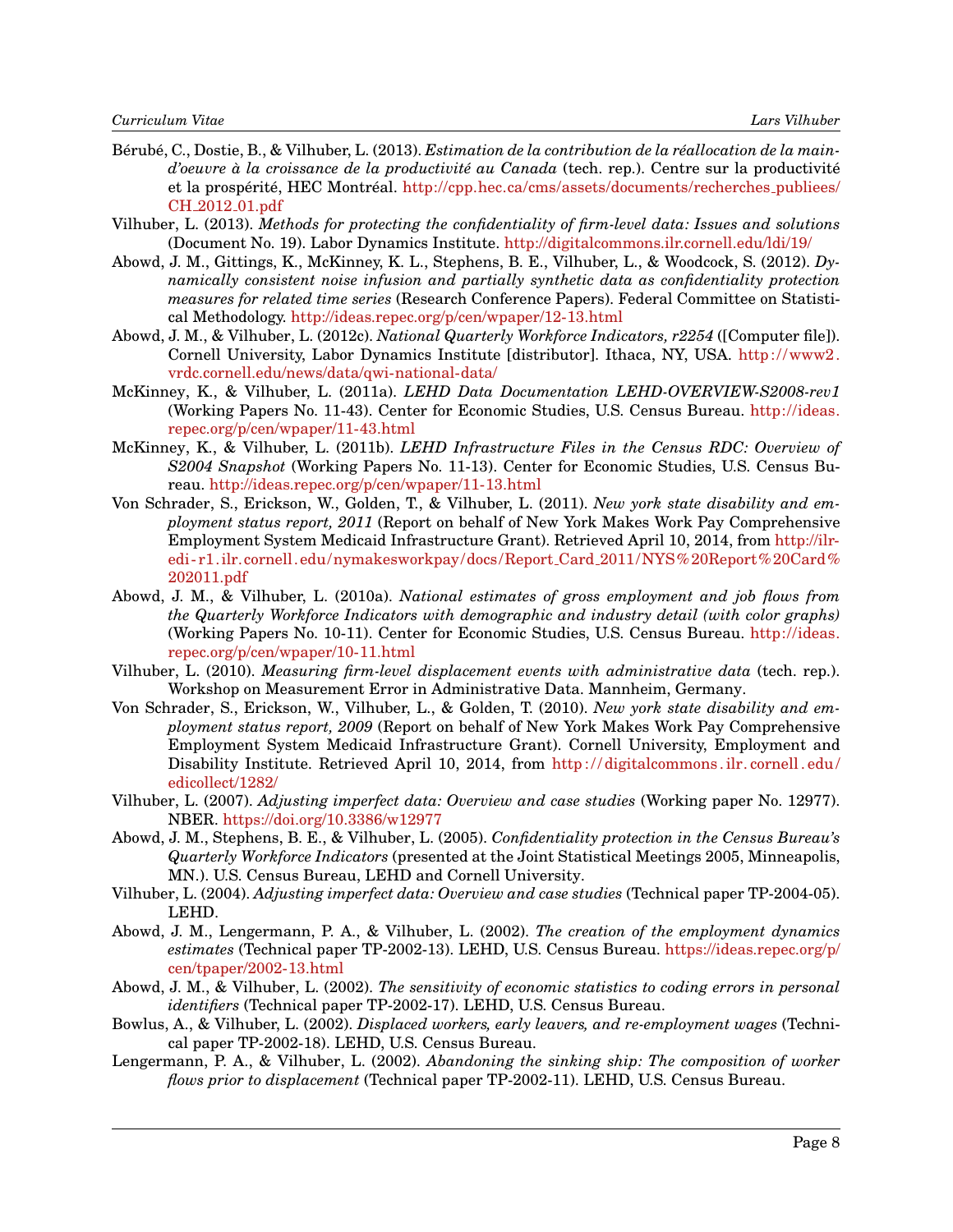Bérubé, C., Dostie, B., & Vilhuber, L. (2013). *Estimation de la contribution de la réallocation de la main-d'oeuvre à la croissance de la productivité au Canada* (tech. rep.). Centre sur la productivité et la prospérité, HEC Montréal. http://cpp.hec.ca/cms/assets/documents/recherches_publiees/CH_2012_01.pdf

Vilhuber, L. (2013). *Methods for protecting the confidentiality of firm-level data: Issues and solutions* (Document No. 19). Labor Dynamics Institute. http://digitalcommons.ilr.cornell.edu/ldi/19/

Abowd, J. M., Gittings, K., McKinney, K. L., Stephens, B. E., Vilhuber, L., & Woodcock, S. (2012). *Dynamically consistent noise infusion and partially synthetic data as confidentiality protection measures for related time series* (Research Conference Papers). Federal Committee on Statistical Methodology. http://ideas.repec.org/p/cen/wpaper/12-13.html

Abowd, J. M., & Vilhuber, L. (2012c). *National Quarterly Workforce Indicators, r2254* ([Computer file]). Cornell University, Labor Dynamics Institute [distributor]. Ithaca, NY, USA. http://www2.vrdc.cornell.edu/news/data/qwi-national-data/

McKinney, K., & Vilhuber, L. (2011a). *LEHD Data Documentation LEHD-OVERVIEW-S2008-rev1* (Working Papers No. 11-43). Center for Economic Studies, U.S. Census Bureau. http://ideas.repec.org/p/cen/wpaper/11-43.html

McKinney, K., & Vilhuber, L. (2011b). *LEHD Infrastructure Files in the Census RDC: Overview of S2004 Snapshot* (Working Papers No. 11-13). Center for Economic Studies, U.S. Census Bureau. http://ideas.repec.org/p/cen/wpaper/11-13.html

Von Schrader, S., Erickson, W., Golden, T., & Vilhuber, L. (2011). *New york state disability and employment status report, 2011* (Report on behalf of New York Makes Work Pay Comprehensive Employment System Medicaid Infrastructure Grant). Retrieved April 10, 2014, from http://ilr-edi-r1.ilr.cornell.edu/nymakesworkpay/docs/Report_Card_2011/NYS%20Report%20Card%202011.pdf

Abowd, J. M., & Vilhuber, L. (2010a). *National estimates of gross employment and job flows from the Quarterly Workforce Indicators with demographic and industry detail (with color graphs)* (Working Papers No. 10-11). Center for Economic Studies, U.S. Census Bureau. http://ideas.repec.org/p/cen/wpaper/10-11.html

Vilhuber, L. (2010). *Measuring firm-level displacement events with administrative data* (tech. rep.). Workshop on Measurement Error in Administrative Data. Mannheim, Germany.

Von Schrader, S., Erickson, W., Vilhuber, L., & Golden, T. (2010). *New york state disability and employment status report, 2009* (Report on behalf of New York Makes Work Pay Comprehensive Employment System Medicaid Infrastructure Grant). Cornell University, Employment and Disability Institute. Retrieved April 10, 2014, from http://digitalcommons.ilr.cornell.edu/edicollect/1282/

Vilhuber, L. (2007). *Adjusting imperfect data: Overview and case studies* (Working paper No. 12977). NBER. https://doi.org/10.3386/w12977

Abowd, J. M., Stephens, B. E., & Vilhuber, L. (2005). *Confidentiality protection in the Census Bureau's Quarterly Workforce Indicators* (presented at the Joint Statistical Meetings 2005, Minneapolis, MN.). U.S. Census Bureau, LEHD and Cornell University.

Vilhuber, L. (2004). *Adjusting imperfect data: Overview and case studies* (Technical paper TP-2004-05). LEHD.

Abowd, J. M., Lengermann, P. A., & Vilhuber, L. (2002). *The creation of the employment dynamics estimates* (Technical paper TP-2002-13). LEHD, U.S. Census Bureau. https://ideas.repec.org/p/cen/tpaper/2002-13.html

Abowd, J. M., & Vilhuber, L. (2002). *The sensitivity of economic statistics to coding errors in personal identifiers* (Technical paper TP-2002-17). LEHD, U.S. Census Bureau.

Bowlus, A., & Vilhuber, L. (2002). *Displaced workers, early leavers, and re-employment wages* (Technical paper TP-2002-18). LEHD, U.S. Census Bureau.

Lengermann, P. A., & Vilhuber, L. (2002). *Abandoning the sinking ship: The composition of worker flows prior to displacement* (Technical paper TP-2002-11). LEHD, U.S. Census Bureau.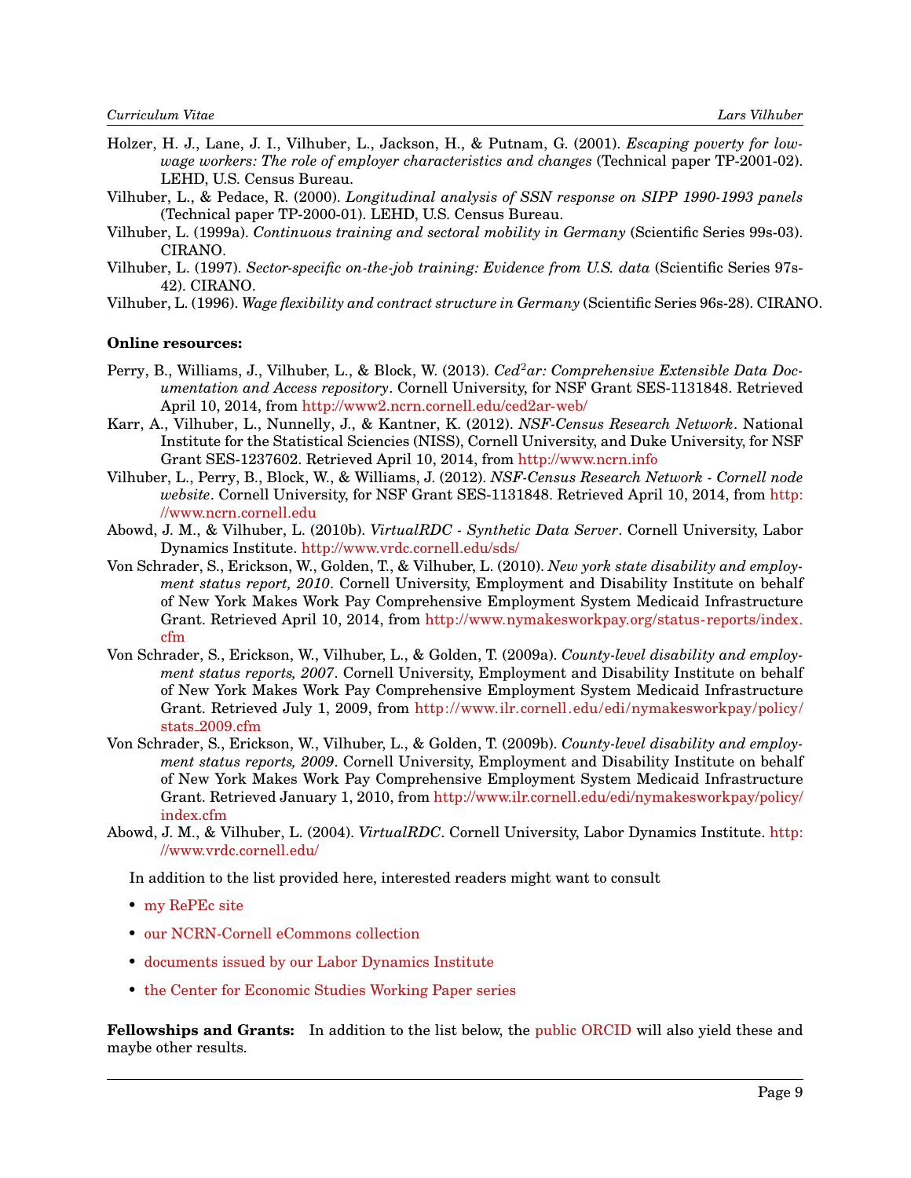Holzer, H. J., Lane, J. I., Vilhuber, L., Jackson, H., & Putnam, G. (2001). *Escaping poverty for low-wage workers: The role of employer characteristics and changes* (Technical paper TP-2001-02). LEHD, U.S. Census Bureau.

Vilhuber, L., & Pedace, R. (2000). *Longitudinal analysis of SSN response on SIPP 1990-1993 panels* (Technical paper TP-2000-01). LEHD, U.S. Census Bureau.

Vilhuber, L. (1999a). *Continuous training and sectoral mobility in Germany* (Scientific Series 99s-03). CIRANO.

Vilhuber, L. (1997). *Sector-specific on-the-job training: Evidence from U.S. data* (Scientific Series 97s-42). CIRANO.

Vilhuber, L. (1996). *Wage flexibility and contract structure in Germany* (Scientific Series 96s-28). CIRANO.

**Online resources:**

Perry, B., Williams, J., Vilhuber, L., & Block, W. (2013). *Ced$^2$ar: Comprehensive Extensible Data Documentation and Access repository*. Cornell University, for NSF Grant SES-1131848. Retrieved April 10, 2014, from http://www2.ncrn.cornell.edu/ced2ar-web/

Karr, A., Vilhuber, L., Nunnelly, J., & Kantner, K. (2012). *NSF-Census Research Network*. National Institute for the Statistical Sciencies (NISS), Cornell University, and Duke University, for NSF Grant SES-1237602. Retrieved April 10, 2014, from http://www.ncrn.info

Vilhuber, L., Perry, B., Block, W., & Williams, J. (2012). *NSF-Census Research Network - Cornell node website*. Cornell University, for NSF Grant SES-1131848. Retrieved April 10, 2014, from http://www.ncrn.cornell.edu

Abowd, J. M., & Vilhuber, L. (2010b). *VirtualRDC - Synthetic Data Server*. Cornell University, Labor Dynamics Institute. http://www.vrdc.cornell.edu/sds/

Von Schrader, S., Erickson, W., Golden, T., & Vilhuber, L. (2010). *New york state disability and employment status report, 2010*. Cornell University, Employment and Disability Institute on behalf of New York Makes Work Pay Comprehensive Employment System Medicaid Infrastructure Grant. Retrieved April 10, 2014, from http://www.nymakesworkpay.org/status-reports/index.cfm

Von Schrader, S., Erickson, W., Vilhuber, L., & Golden, T. (2009a). *County-level disability and employment status reports, 2007*. Cornell University, Employment and Disability Institute on behalf of New York Makes Work Pay Comprehensive Employment System Medicaid Infrastructure Grant. Retrieved July 1, 2009, from http://www.ilr.cornell.edu/edi/nymakesworkpay/policy/stats_2009.cfm

Von Schrader, S., Erickson, W., Vilhuber, L., & Golden, T. (2009b). *County-level disability and employment status reports, 2009*. Cornell University, Employment and Disability Institute on behalf of New York Makes Work Pay Comprehensive Employment System Medicaid Infrastructure Grant. Retrieved January 1, 2010, from http://www.ilr.cornell.edu/edi/nymakesworkpay/policy/index.cfm

Abowd, J. M., & Vilhuber, L. (2004). *VirtualRDC*. Cornell University, Labor Dynamics Institute. http://www.vrdc.cornell.edu/

In addition to the list provided here, interested readers might want to consult

- my RePEc site
- our NCRN-Cornell eCommons collection
- documents issued by our Labor Dynamics Institute
- the Center for Economic Studies Working Paper series

**Fellowships and Grants:** In addition to the list below, the public ORCID will also yield these and maybe other results.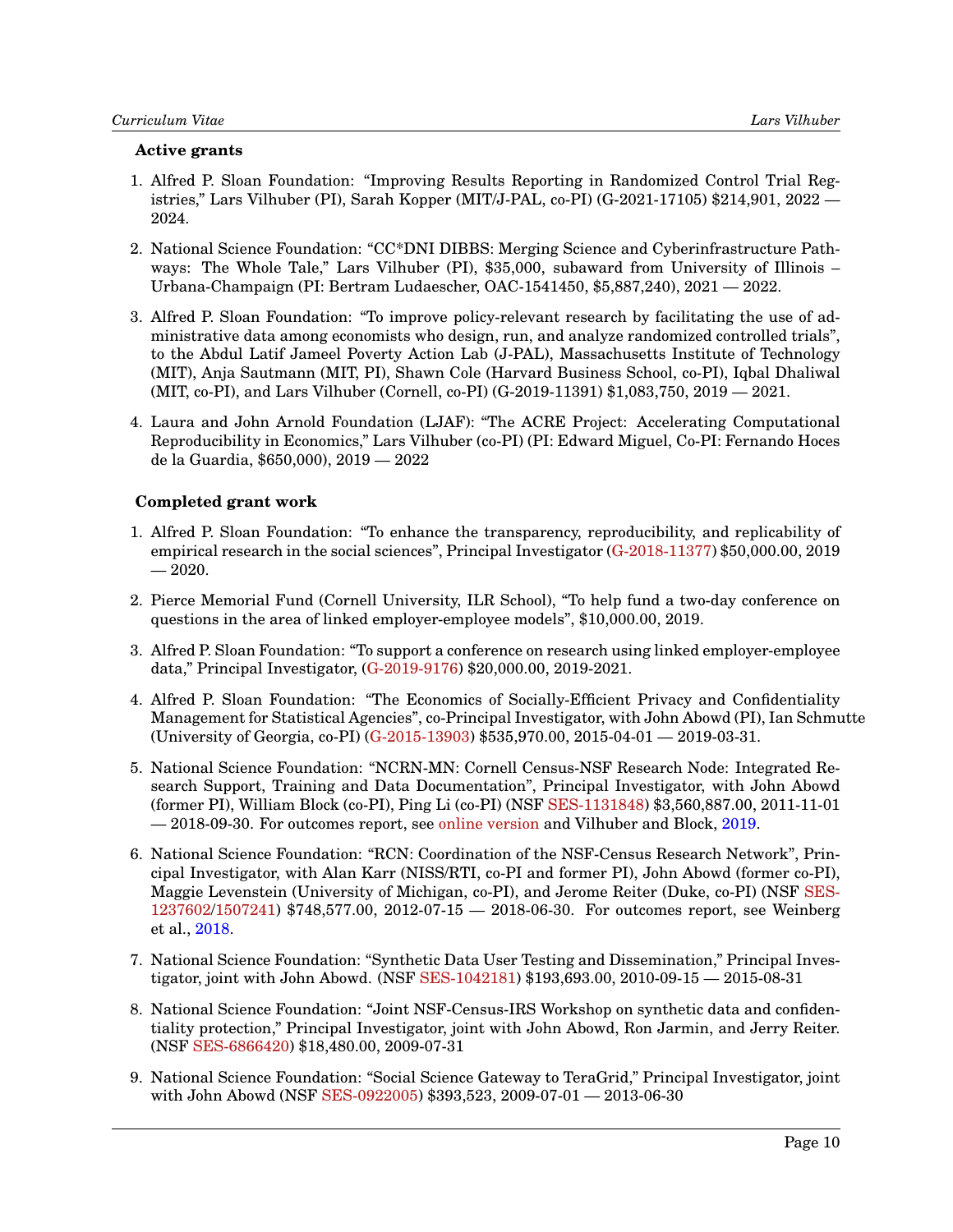**Active grants**

1. Alfred P. Sloan Foundation: "Improving Results Reporting in Randomized Control Trial Registries," Lars Vilhuber (PI), Sarah Kopper (MIT/J-PAL, co-PI) (G-2021-17105) $214,901, 2022 — 2024.

2. National Science Foundation: "CC*DNI DIBBS: Merging Science and Cyberinfrastructure Pathways: The Whole Tale," Lars Vilhuber (PI), $35,000, subaward from University of Illinois – Urbana-Champaign (PI: Bertram Ludaescher, OAC-1541450, $5,887,240), 2021 — 2022.

3. Alfred P. Sloan Foundation: "To improve policy-relevant research by facilitating the use of administrative data among economists who design, run, and analyze randomized controlled trials", to the Abdul Latif Jameel Poverty Action Lab (J-PAL), Massachusetts Institute of Technology (MIT), Anja Sautmann (MIT, PI), Shawn Cole (Harvard Business School, co-PI), Iqbal Dhaliwal (MIT, co-PI), and Lars Vilhuber (Cornell, co-PI) (G-2019-11391) $1,083,750, 2019 — 2021.

4. Laura and John Arnold Foundation (LJAF): "The ACRE Project: Accelerating Computational Reproducibility in Economics," Lars Vilhuber (co-PI) (PI: Edward Miguel, Co-PI: Fernando Hoces de la Guardia, $650,000), 2019 — 2022

**Completed grant work**

1. Alfred P. Sloan Foundation: "To enhance the transparency, reproducibility, and replicability of empirical research in the social sciences", Principal Investigator (G-2018-11377) $50,000.00, 2019 — 2020.

2. Pierce Memorial Fund (Cornell University, ILR School), "To help fund a two-day conference on questions in the area of linked employer-employee models", $10,000.00, 2019.

3. Alfred P. Sloan Foundation: "To support a conference on research using linked employer-employee data," Principal Investigator, (G-2019-9176) $20,000.00, 2019-2021.

4. Alfred P. Sloan Foundation: "The Economics of Socially-Efficient Privacy and Confidentiality Management for Statistical Agencies", co-Principal Investigator, with John Abowd (PI), Ian Schmutte (University of Georgia, co-PI) (G-2015-13903) $535,970.00, 2015-04-01 — 2019-03-31.

5. National Science Foundation: "NCRN-MN: Cornell Census-NSF Research Node: Integrated Research Support, Training and Data Documentation", Principal Investigator, with John Abowd (former PI), William Block (co-PI), Ping Li (co-PI) (NSF SES-1131848) $3,560,887.00, 2011-11-01 — 2018-09-30. For outcomes report, see online version and Vilhuber and Block, 2019.

6. National Science Foundation: "RCN: Coordination of the NSF-Census Research Network", Principal Investigator, with Alan Karr (NISS/RTI, co-PI and former PI), John Abowd (former co-PI), Maggie Levenstein (University of Michigan, co-PI), and Jerome Reiter (Duke, co-PI) (NSF SES-1237602/1507241) $748,577.00, 2012-07-15 — 2018-06-30. For outcomes report, see Weinberg et al., 2018.

7. National Science Foundation: "Synthetic Data User Testing and Dissemination," Principal Investigator, joint with John Abowd. (NSF SES-1042181) $193,693.00, 2010-09-15 — 2015-08-31

8. National Science Foundation: "Joint NSF-Census-IRS Workshop on synthetic data and confidentiality protection," Principal Investigator, joint with John Abowd, Ron Jarmin, and Jerry Reiter. (NSF SES-6866420) $18,480.00, 2009-07-31

9. National Science Foundation: "Social Science Gateway to TeraGrid," Principal Investigator, joint with John Abowd (NSF SES-0922005) $393,523, 2009-07-01 — 2013-06-30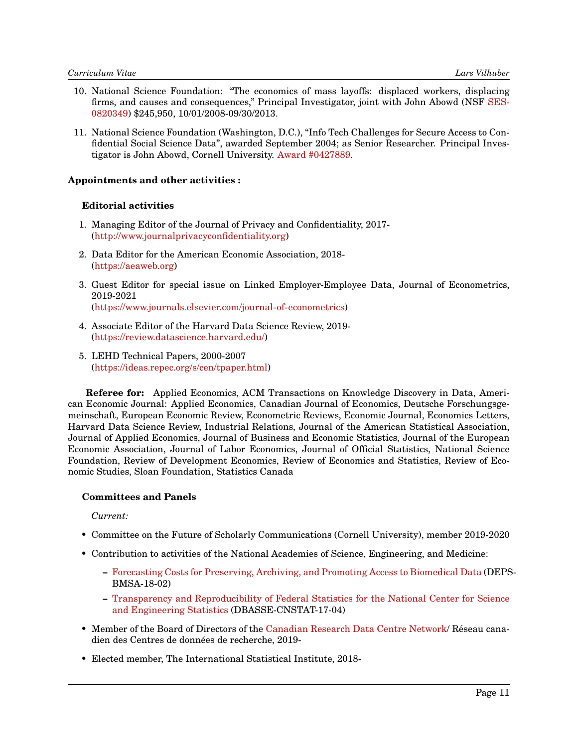10. National Science Foundation: "The economics of mass layoffs: displaced workers, displacing firms, and causes and consequences," Principal Investigator, joint with John Abowd (NSF SES-0820349) $245,950, 10/01/2008-09/30/2013.

11. National Science Foundation (Washington, D.C.), "Info Tech Challenges for Secure Access to Confidential Social Science Data", awarded September 2004; as Senior Researcher. Principal Investigator is John Abowd, Cornell University. Award #0427889.

**Appointments and other activities :**

**Editorial activities**

1. Managing Editor of the Journal of Privacy and Confidentiality, 2017-
(http://www.journalprivacyconfidentiality.org)

2. Data Editor for the American Economic Association, 2018-
(https://aeaweb.org)

3. Guest Editor for special issue on Linked Employer-Employee Data, Journal of Econometrics, 2019-2021
(https://www.journals.elsevier.com/journal-of-econometrics)

4. Associate Editor of the Harvard Data Science Review, 2019-
(https://review.datascience.harvard.edu/)

5. LEHD Technical Papers, 2000-2007
(https://ideas.repec.org/s/cen/tpaper.html)

**Referee for:** Applied Economics, ACM Transactions on Knowledge Discovery in Data, American Economic Journal: Applied Economics, Canadian Journal of Economics, Deutsche Forschungsgemeinschaft, European Economic Review, Econometric Reviews, Economic Journal, Economics Letters, Harvard Data Science Review, Industrial Relations, Journal of the American Statistical Association, Journal of Applied Economics, Journal of Business and Economic Statistics, Journal of the European Economic Association, Journal of Labor Economics, Journal of Official Statistics, National Science Foundation, Review of Development Economics, Review of Economics and Statistics, Review of Economic Studies, Sloan Foundation, Statistics Canada

**Committees and Panels**

*Current:*

- Committee on the Future of Scholarly Communications (Cornell University), member 2019-2020
- Contribution to activities of the National Academies of Science, Engineering, and Medicine:
  - Forecasting Costs for Preserving, Archiving, and Promoting Access to Biomedical Data (DEPS-BMSA-18-02)
  - Transparency and Reproducibility of Federal Statistics for the National Center for Science and Engineering Statistics (DBASSE-CNSTAT-17-04)
- Member of the Board of Directors of the Canadian Research Data Centre Network/ Réseau canadien des Centres de données de recherche, 2019-
- Elected member, The International Statistical Institute, 2018-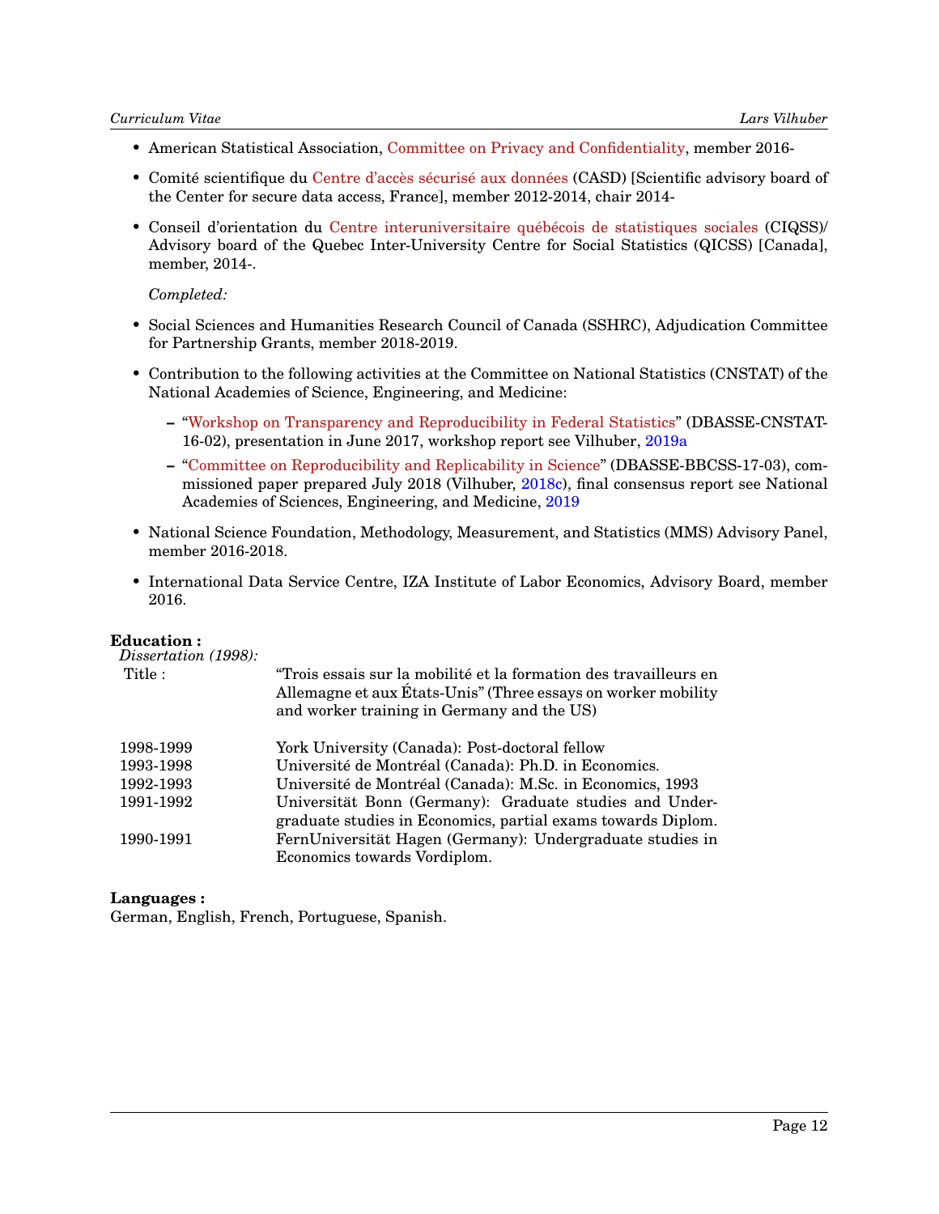- American Statistical Association, Committee on Privacy and Confidentiality, member 2016-
- Comité scientifique du Centre d'accès sécurisé aux données (CASD) [Scientific advisory board of the Center for secure data access, France], member 2012-2014, chair 2014-
- Conseil d'orientation du Centre interuniversitaire québécois de statistiques sociales (CIQSS)/ Advisory board of the Quebec Inter-University Centre for Social Statistics (QICSS) [Canada], member, 2014-.

*Completed:*

- Social Sciences and Humanities Research Council of Canada (SSHRC), Adjudication Committee for Partnership Grants, member 2018-2019.
- Contribution to the following activities at the Committee on National Statistics (CNSTAT) of the National Academies of Science, Engineering, and Medicine:
  - "Workshop on Transparency and Reproducibility in Federal Statistics" (DBASSE-CNSTAT-16-02), presentation in June 2017, workshop report see Vilhuber, 2019a
  - "Committee on Reproducibility and Replicability in Science" (DBASSE-BBCSS-17-03), commissioned paper prepared July 2018 (Vilhuber, 2018c), final consensus report see National Academies of Sciences, Engineering, and Medicine, 2019
- National Science Foundation, Methodology, Measurement, and Statistics (MMS) Advisory Panel, member 2016-2018.
- International Data Service Centre, IZA Institute of Labor Economics, Advisory Board, member 2016.

**Education :**

*Dissertation (1998):*

| | |
|---|---|
| Title : | "Trois essais sur la mobilité et la formation des travailleurs en Allemagne et aux États-Unis" (Three essays on worker mobility and worker training in Germany and the US) |
| 1998-1999 | York University (Canada): Post-doctoral fellow |
| 1993-1998 | Université de Montréal (Canada): Ph.D. in Economics. |
| 1992-1993 | Université de Montréal (Canada): M.Sc. in Economics, 1993 |
| 1991-1992 | Universität Bonn (Germany): Graduate studies and Undergraduate studies in Economics, partial exams towards Diplom. |
| 1990-1991 | FernUniversität Hagen (Germany): Undergraduate studies in Economics towards Vordiplom. |

**Languages :**

German, English, French, Portuguese, Spanish.